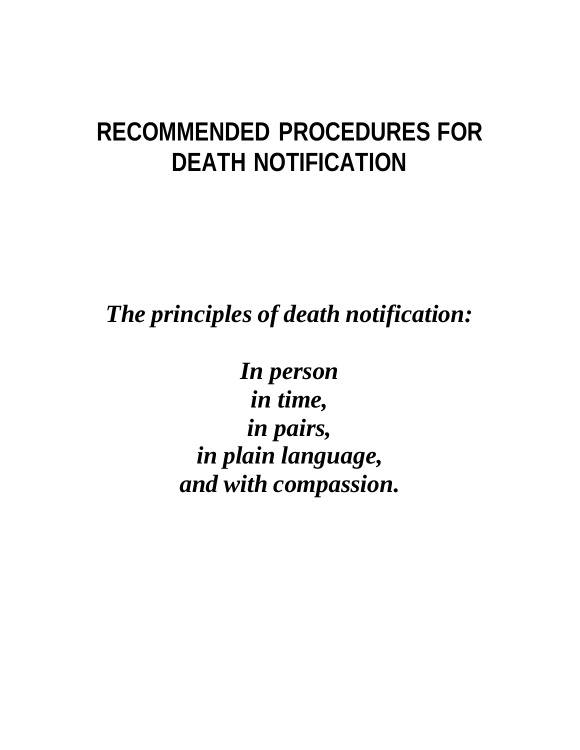# RECOMMENDED PROCEDURES FOR DEATH NOTIFICATION

***The principles of death notification:***

***In person***
***in time,***
***in pairs,***
***in plain language,***
***and with compassion.***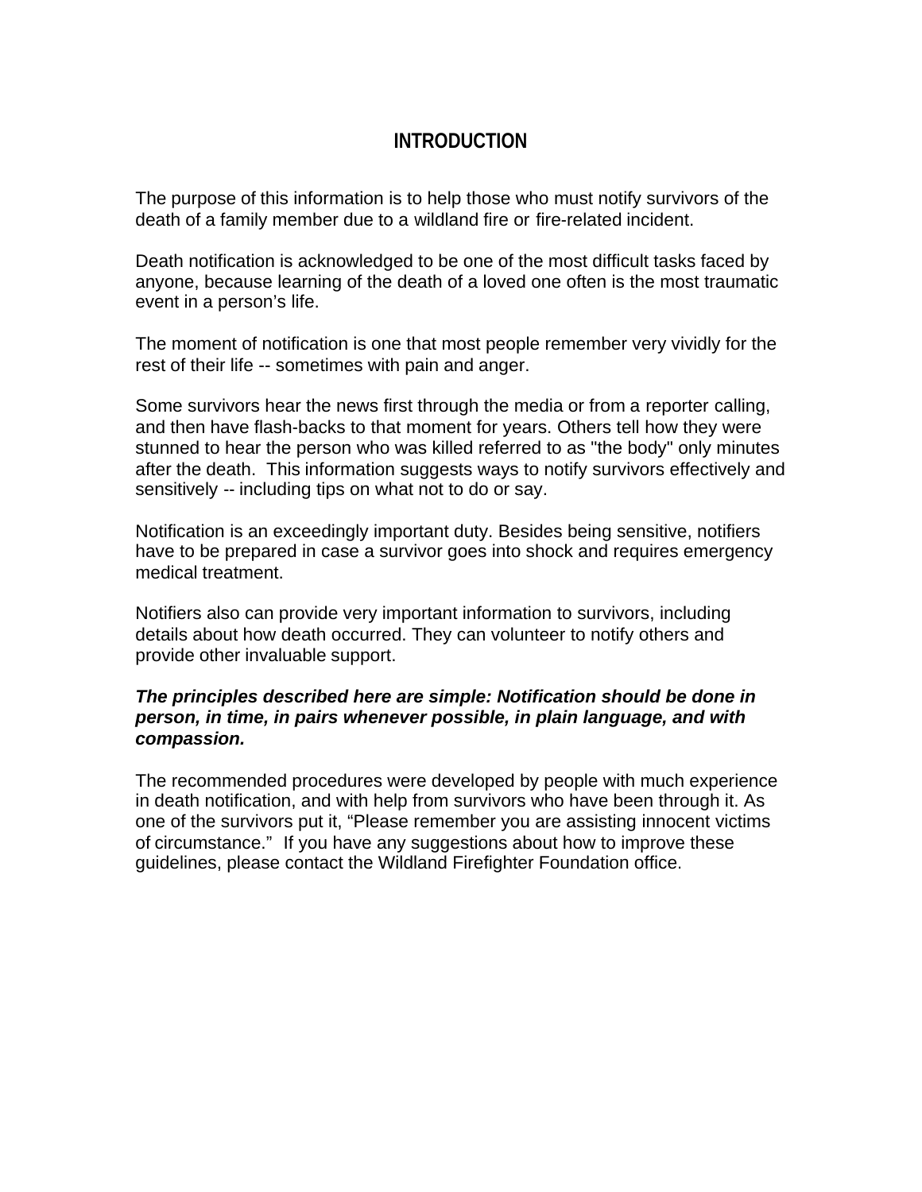# INTRODUCTION

The purpose of this information is to help those who must notify survivors of the death of a family member due to a wildland fire or fire-related incident.

Death notification is acknowledged to be one of the most difficult tasks faced by anyone, because learning of the death of a loved one often is the most traumatic event in a person's life.

The moment of notification is one that most people remember very vividly for the rest of their life -- sometimes with pain and anger.

Some survivors hear the news first through the media or from a reporter calling, and then have flash-backs to that moment for years. Others tell how they were stunned to hear the person who was killed referred to as "the body" only minutes after the death. This information suggests ways to notify survivors effectively and sensitively -- including tips on what not to do or say.

Notification is an exceedingly important duty. Besides being sensitive, notifiers have to be prepared in case a survivor goes into shock and requires emergency medical treatment.

Notifiers also can provide very important information to survivors, including details about how death occurred. They can volunteer to notify others and provide other invaluable support.

***The principles described here are simple: Notification should be done in person, in time, in pairs whenever possible, in plain language, and with compassion.***

The recommended procedures were developed by people with much experience in death notification, and with help from survivors who have been through it. As one of the survivors put it, "Please remember you are assisting innocent victims of circumstance." If you have any suggestions about how to improve these guidelines, please contact the Wildland Firefighter Foundation office.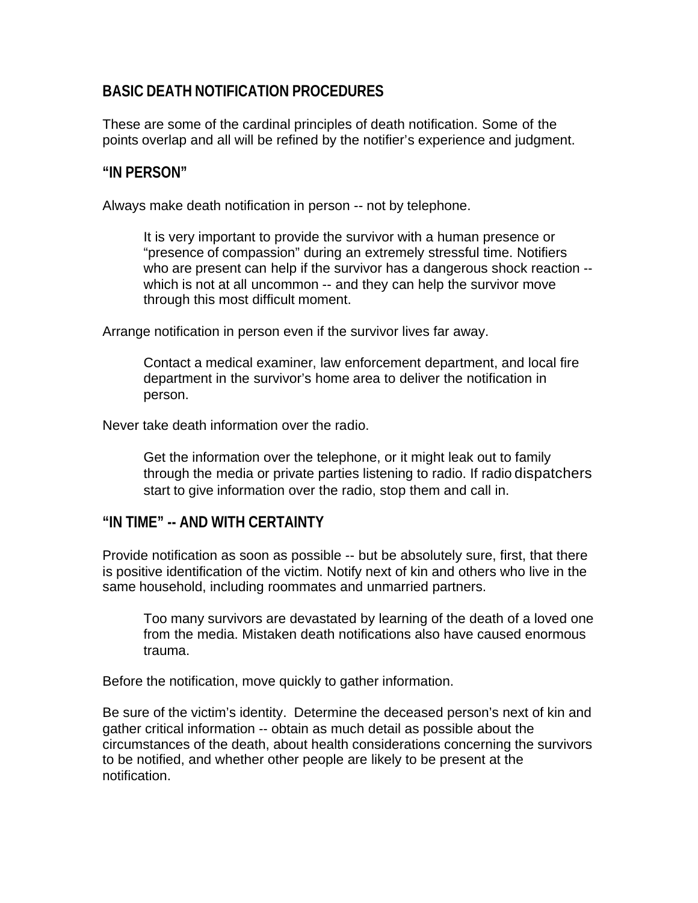## BASIC DEATH NOTIFICATION PROCEDURES

These are some of the cardinal principles of death notification. Some of the points overlap and all will be refined by the notifier's experience and judgment.

### "IN PERSON"

Always make death notification in person -- not by telephone.

> It is very important to provide the survivor with a human presence or "presence of compassion" during an extremely stressful time. Notifiers who are present can help if the survivor has a dangerous shock reaction -- which is not at all uncommon -- and they can help the survivor move through this most difficult moment.

Arrange notification in person even if the survivor lives far away.

> Contact a medical examiner, law enforcement department, and local fire department in the survivor's home area to deliver the notification in person.

Never take death information over the radio.

> Get the information over the telephone, or it might leak out to family through the media or private parties listening to radio. If radio dispatchers start to give information over the radio, stop them and call in.

### "IN TIME" -- AND WITH CERTAINTY

Provide notification as soon as possible -- but be absolutely sure, first, that there is positive identification of the victim. Notify next of kin and others who live in the same household, including roommates and unmarried partners.

> Too many survivors are devastated by learning of the death of a loved one from the media. Mistaken death notifications also have caused enormous trauma.

Before the notification, move quickly to gather information.

Be sure of the victim's identity. Determine the deceased person's next of kin and gather critical information -- obtain as much detail as possible about the circumstances of the death, about health considerations concerning the survivors to be notified, and whether other people are likely to be present at the notification.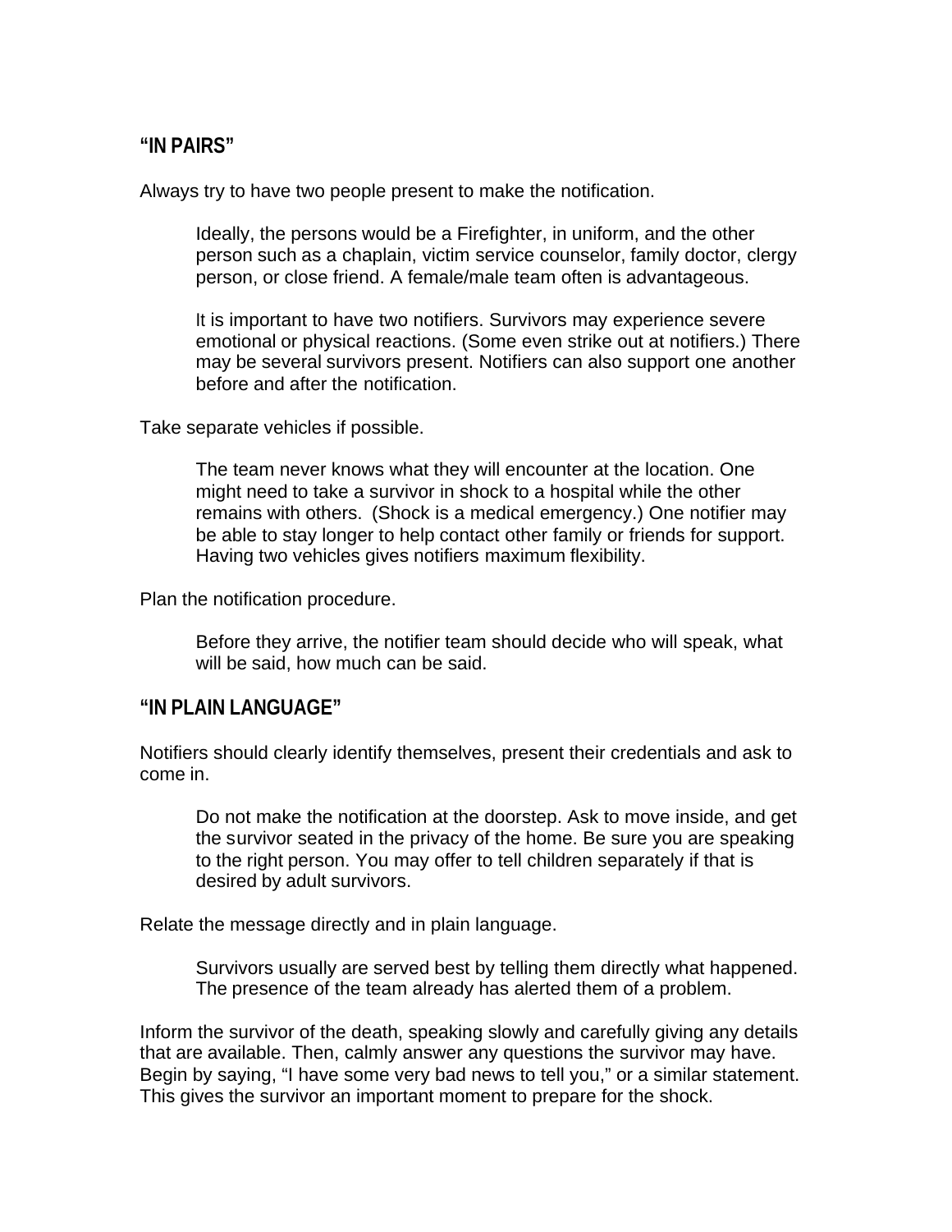## "IN PAIRS"

Always try to have two people present to make the notification.

> Ideally, the persons would be a Firefighter, in uniform, and the other person such as a chaplain, victim service counselor, family doctor, clergy person, or close friend. A female/male team often is advantageous.
>
> It is important to have two notifiers. Survivors may experience severe emotional or physical reactions. (Some even strike out at notifiers.) There may be several survivors present. Notifiers can also support one another before and after the notification.

Take separate vehicles if possible.

> The team never knows what they will encounter at the location. One might need to take a survivor in shock to a hospital while the other remains with others. (Shock is a medical emergency.) One notifier may be able to stay longer to help contact other family or friends for support. Having two vehicles gives notifiers maximum flexibility.

Plan the notification procedure.

> Before they arrive, the notifier team should decide who will speak, what will be said, how much can be said.

## "IN PLAIN LANGUAGE"

Notifiers should clearly identify themselves, present their credentials and ask to come in.

> Do not make the notification at the doorstep. Ask to move inside, and get the survivor seated in the privacy of the home. Be sure you are speaking to the right person. You may offer to tell children separately if that is desired by adult survivors.

Relate the message directly and in plain language.

> Survivors usually are served best by telling them directly what happened. The presence of the team already has alerted them of a problem.

Inform the survivor of the death, speaking slowly and carefully giving any details that are available. Then, calmly answer any questions the survivor may have. Begin by saying, "I have some very bad news to tell you," or a similar statement. This gives the survivor an important moment to prepare for the shock.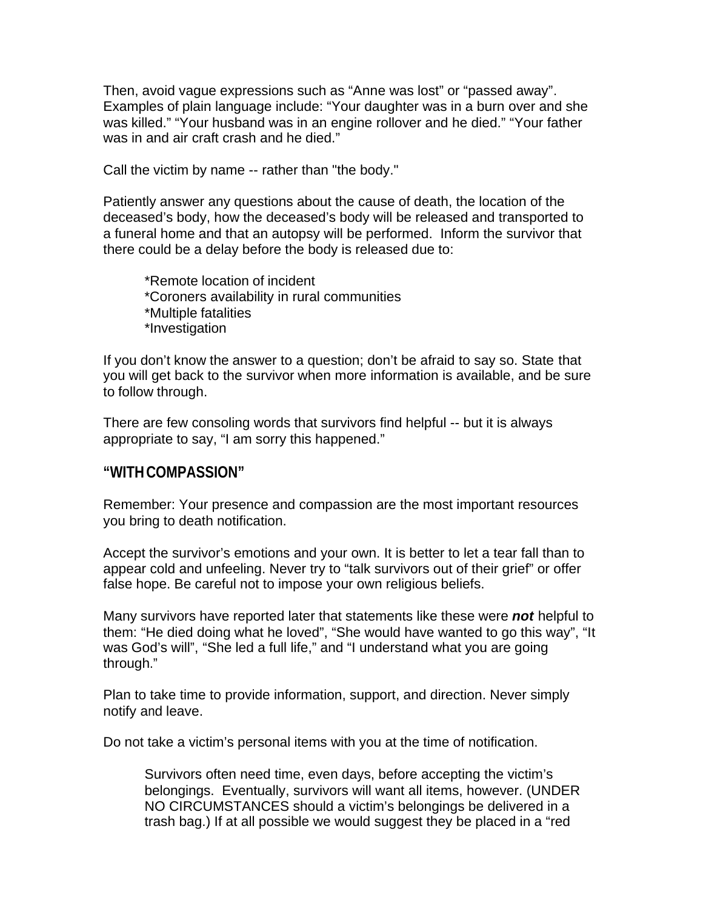Then, avoid vague expressions such as “Anne was lost” or “passed away”. Examples of plain language include: “Your daughter was in a burn over and she was killed.” “Your husband was in an engine rollover and he died.” “Your father was in and air craft crash and he died.”

Call the victim by name -- rather than "the body."

Patiently answer any questions about the cause of death, the location of the deceased’s body, how the deceased’s body will be released and transported to a funeral home and that an autopsy will be performed. Inform the survivor that there could be a delay before the body is released due to:

*Remote location of incident
*Coroners availability in rural communities
*Multiple fatalities
*Investigation

If you don’t know the answer to a question; don’t be afraid to say so. State that you will get back to the survivor when more information is available, and be sure to follow through.

There are few consoling words that survivors find helpful -- but it is always appropriate to say, “I am sorry this happened.”

## “WITH COMPASSION”

Remember: Your presence and compassion are the most important resources you bring to death notification.

Accept the survivor’s emotions and your own. It is better to let a tear fall than to appear cold and unfeeling. Never try to “talk survivors out of their grief” or offer false hope. Be careful not to impose your own religious beliefs.

Many survivors have reported later that statements like these were ***not*** helpful to them: “He died doing what he loved”, “She would have wanted to go this way”, “It was God’s will”, “She led a full life,” and “I understand what you are going through.”

Plan to take time to provide information, support, and direction. Never simply notify and leave.

Do not take a victim’s personal items with you at the time of notification.

> Survivors often need time, even days, before accepting the victim’s belongings. Eventually, survivors will want all items, however. (UNDER NO CIRCUMSTANCES should a victim’s belongings be delivered in a trash bag.) If at all possible we would suggest they be placed in a “red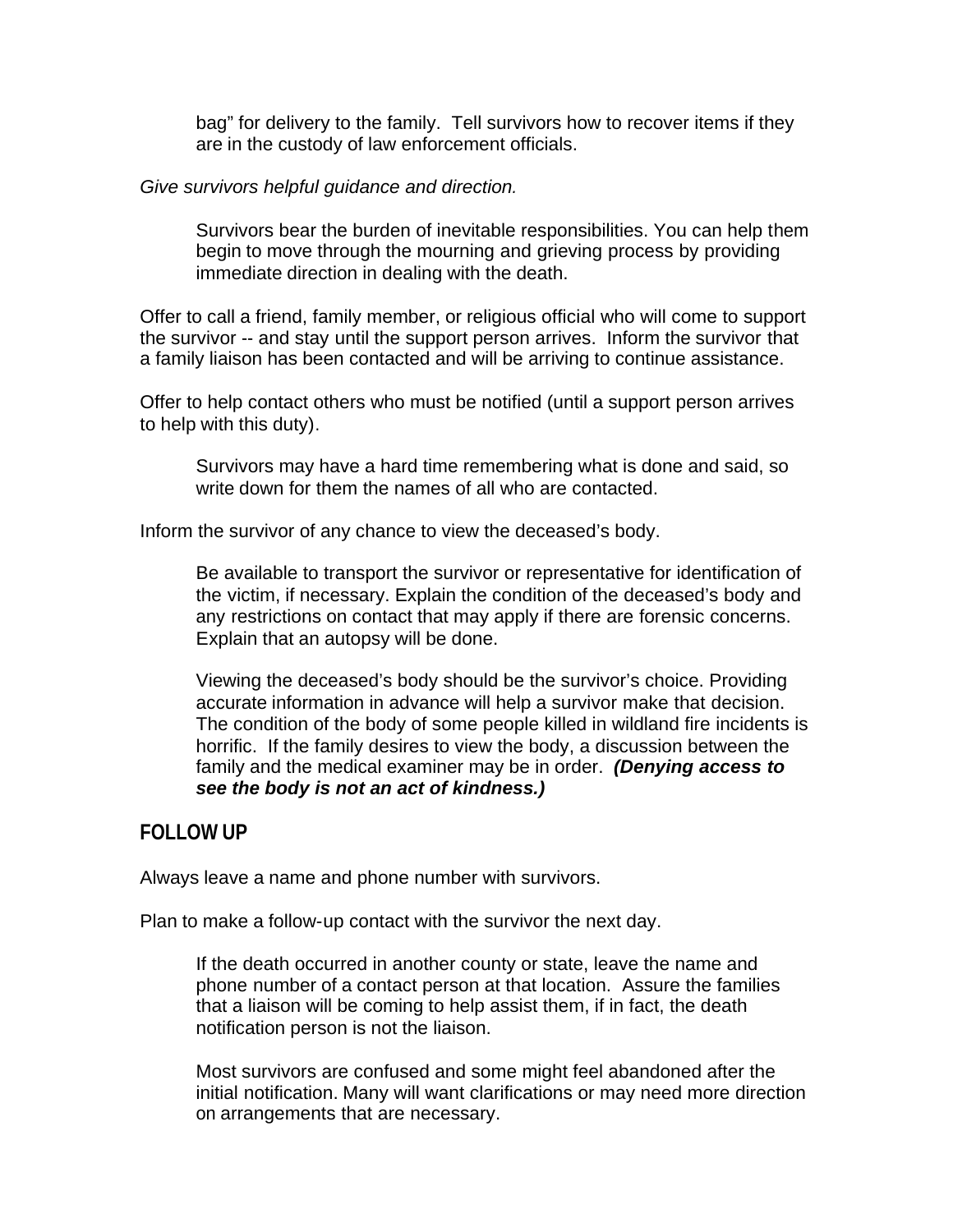bag" for delivery to the family. Tell survivors how to recover items if they are in the custody of law enforcement officials.

*Give survivors helpful guidance and direction.*

Survivors bear the burden of inevitable responsibilities. You can help them begin to move through the mourning and grieving process by providing immediate direction in dealing with the death.

Offer to call a friend, family member, or religious official who will come to support the survivor -- and stay until the support person arrives. Inform the survivor that a family liaison has been contacted and will be arriving to continue assistance.

Offer to help contact others who must be notified (until a support person arrives to help with this duty).

Survivors may have a hard time remembering what is done and said, so write down for them the names of all who are contacted.

Inform the survivor of any chance to view the deceased's body.

Be available to transport the survivor or representative for identification of the victim, if necessary. Explain the condition of the deceased's body and any restrictions on contact that may apply if there are forensic concerns. Explain that an autopsy will be done.

Viewing the deceased's body should be the survivor's choice. Providing accurate information in advance will help a survivor make that decision. The condition of the body of some people killed in wildland fire incidents is horrific. If the family desires to view the body, a discussion between the family and the medical examiner may be in order. ***(Denying access to see the body is not an act of kindness.)***

## FOLLOW UP

Always leave a name and phone number with survivors.

Plan to make a follow-up contact with the survivor the next day.

If the death occurred in another county or state, leave the name and phone number of a contact person at that location. Assure the families that a liaison will be coming to help assist them, if in fact, the death notification person is not the liaison.

Most survivors are confused and some might feel abandoned after the initial notification. Many will want clarifications or may need more direction on arrangements that are necessary.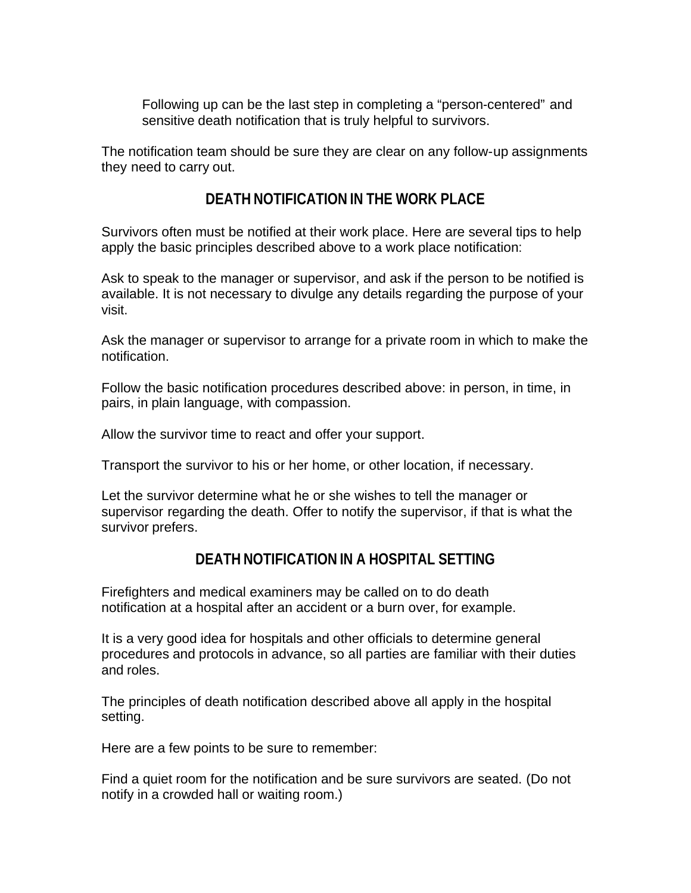Following up can be the last step in completing a "person-centered" and sensitive death notification that is truly helpful to survivors.

The notification team should be sure they are clear on any follow-up assignments they need to carry out.

## DEATH NOTIFICATION IN THE WORK PLACE

Survivors often must be notified at their work place. Here are several tips to help apply the basic principles described above to a work place notification:

Ask to speak to the manager or supervisor, and ask if the person to be notified is available. It is not necessary to divulge any details regarding the purpose of your visit.

Ask the manager or supervisor to arrange for a private room in which to make the notification.

Follow the basic notification procedures described above: in person, in time, in pairs, in plain language, with compassion.

Allow the survivor time to react and offer your support.

Transport the survivor to his or her home, or other location, if necessary.

Let the survivor determine what he or she wishes to tell the manager or supervisor regarding the death. Offer to notify the supervisor, if that is what the survivor prefers.

## DEATH NOTIFICATION IN A HOSPITAL SETTING

Firefighters and medical examiners may be called on to do death notification at a hospital after an accident or a burn over, for example.

It is a very good idea for hospitals and other officials to determine general procedures and protocols in advance, so all parties are familiar with their duties and roles.

The principles of death notification described above all apply in the hospital setting.

Here are a few points to be sure to remember:

Find a quiet room for the notification and be sure survivors are seated. (Do not notify in a crowded hall or waiting room.)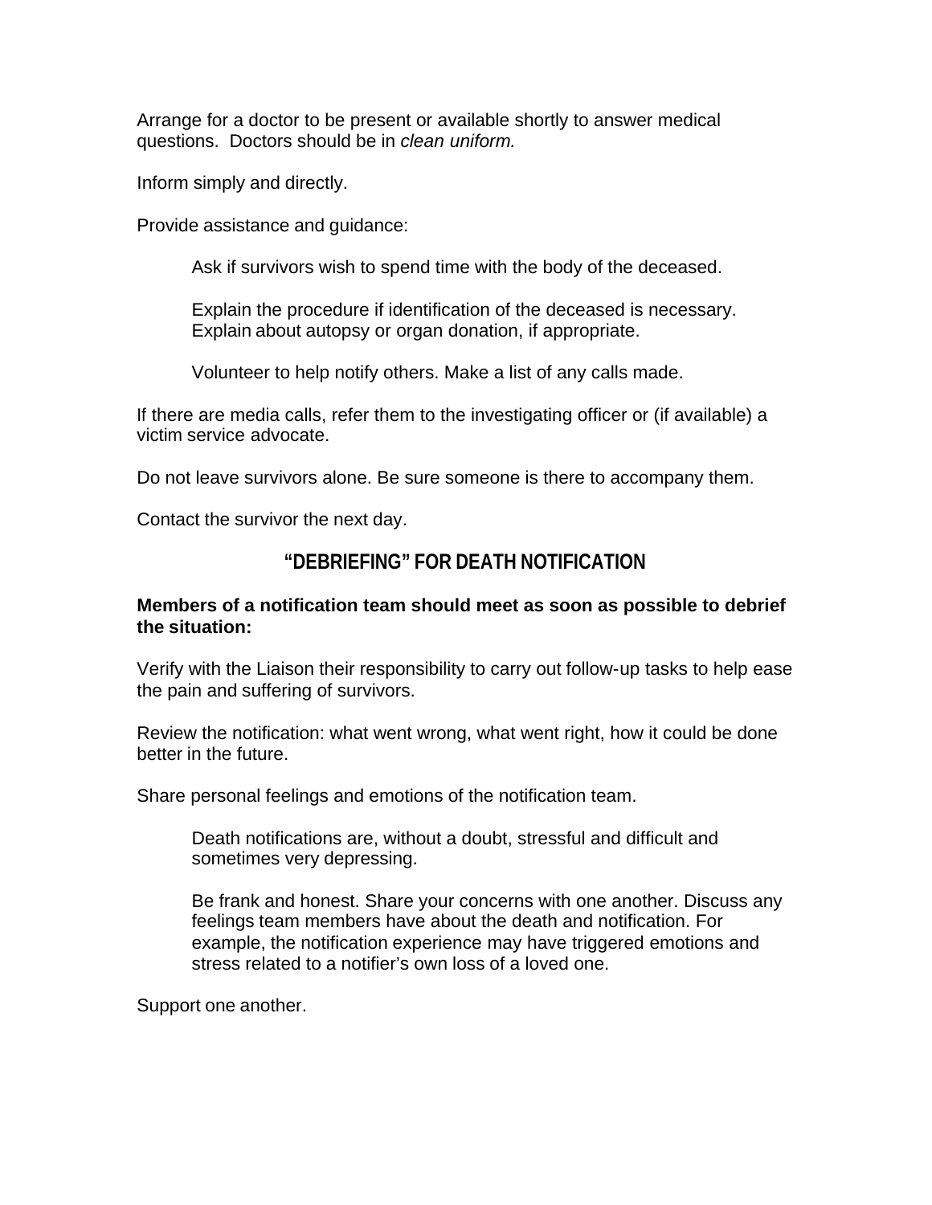Arrange for a doctor to be present or available shortly to answer medical questions. Doctors should be in *clean uniform.*

Inform simply and directly.

Provide assistance and guidance:

> Ask if survivors wish to spend time with the body of the deceased.
>
> Explain the procedure if identification of the deceased is necessary. Explain about autopsy or organ donation, if appropriate.
>
> Volunteer to help notify others. Make a list of any calls made.

If there are media calls, refer them to the investigating officer or (if available) a victim service advocate.

Do not leave survivors alone. Be sure someone is there to accompany them.

Contact the survivor the next day.

## "DEBRIEFING" FOR DEATH NOTIFICATION

**Members of a notification team should meet as soon as possible to debrief the situation:**

Verify with the Liaison their responsibility to carry out follow-up tasks to help ease the pain and suffering of survivors.

Review the notification: what went wrong, what went right, how it could be done better in the future.

Share personal feelings and emotions of the notification team.

> Death notifications are, without a doubt, stressful and difficult and sometimes very depressing.
>
> Be frank and honest. Share your concerns with one another. Discuss any feelings team members have about the death and notification. For example, the notification experience may have triggered emotions and stress related to a notifier's own loss of a loved one.

Support one another.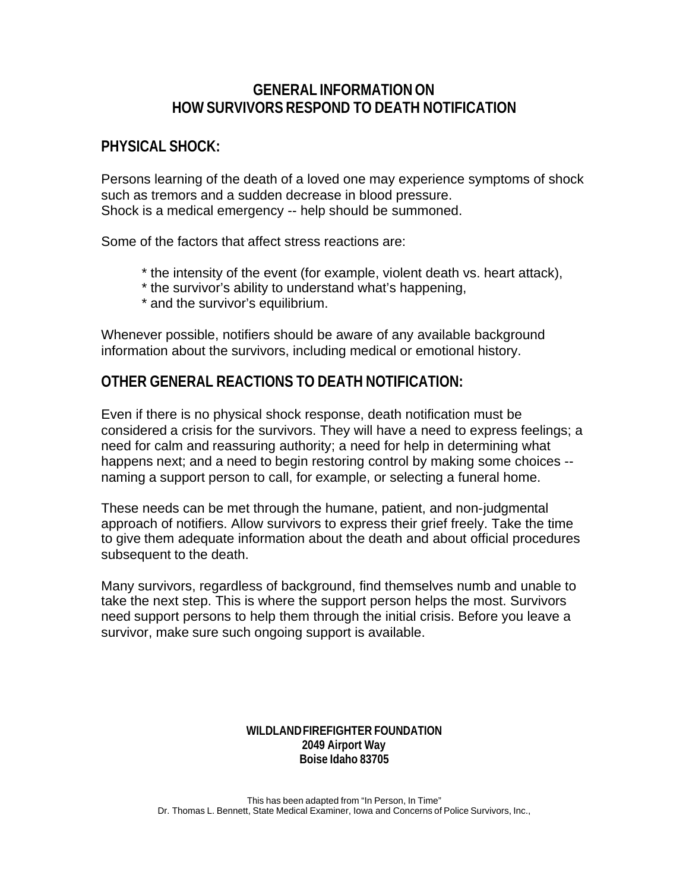# GENERAL INFORMATION ON HOW SURVIVORS RESPOND TO DEATH NOTIFICATION

## PHYSICAL SHOCK:

Persons learning of the death of a loved one may experience symptoms of shock such as tremors and a sudden decrease in blood pressure.
Shock is a medical emergency -- help should be summoned.

Some of the factors that affect stress reactions are:

* the intensity of the event (for example, violent death vs. heart attack),
* the survivor's ability to understand what's happening,
* and the survivor's equilibrium.

Whenever possible, notifiers should be aware of any available background information about the survivors, including medical or emotional history.

## OTHER GENERAL REACTIONS TO DEATH NOTIFICATION:

Even if there is no physical shock response, death notification must be considered a crisis for the survivors. They will have a need to express feelings; a need for calm and reassuring authority; a need for help in determining what happens next; and a need to begin restoring control by making some choices -- naming a support person to call, for example, or selecting a funeral home.

These needs can be met through the humane, patient, and non-judgmental approach of notifiers. Allow survivors to express their grief freely. Take the time to give them adequate information about the death and about official procedures subsequent to the death.

Many survivors, regardless of background, find themselves numb and unable to take the next step. This is where the support person helps the most. Survivors need support persons to help them through the initial crisis. Before you leave a survivor, make sure such ongoing support is available.

**WILDLAND FIREFIGHTER FOUNDATION**
**2049 Airport Way**
**Boise Idaho 83705**

This has been adapted from "In Person, In Time"
Dr. Thomas L. Bennett, State Medical Examiner, Iowa and Concerns of Police Survivors, Inc.,